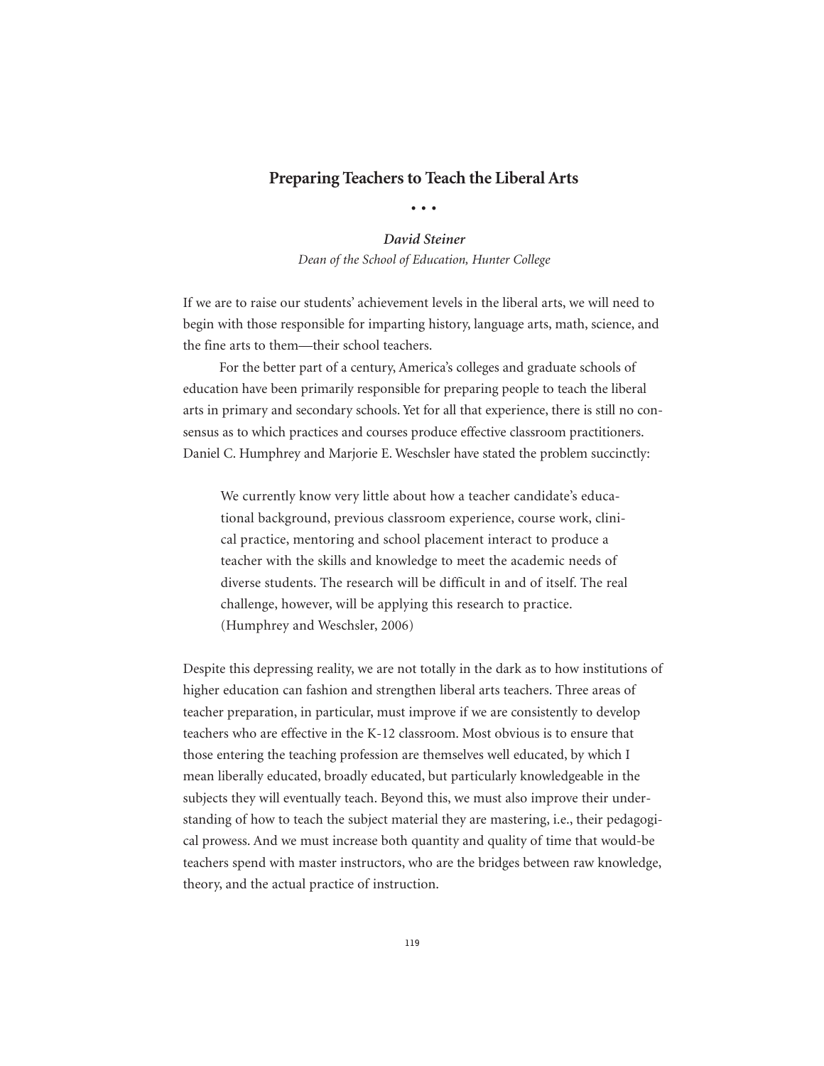# Preparing Teachers to Teach the Liberal Arts

• • •

***David Steiner***

*Dean of the School of Education, Hunter College*

If we are to raise our students' achievement levels in the liberal arts, we will need to begin with those responsible for imparting history, language arts, math, science, and the fine arts to them—their school teachers.

For the better part of a century, America's colleges and graduate schools of education have been primarily responsible for preparing people to teach the liberal arts in primary and secondary schools. Yet for all that experience, there is still no consensus as to which practices and courses produce effective classroom practitioners. Daniel C. Humphrey and Marjorie E. Weschsler have stated the problem succinctly:

> We currently know very little about how a teacher candidate's educational background, previous classroom experience, course work, clinical practice, mentoring and school placement interact to produce a teacher with the skills and knowledge to meet the academic needs of diverse students. The research will be difficult in and of itself. The real challenge, however, will be applying this research to practice. (Humphrey and Weschsler, 2006)

Despite this depressing reality, we are not totally in the dark as to how institutions of higher education can fashion and strengthen liberal arts teachers. Three areas of teacher preparation, in particular, must improve if we are consistently to develop teachers who are effective in the K-12 classroom. Most obvious is to ensure that those entering the teaching profession are themselves well educated, by which I mean liberally educated, broadly educated, but particularly knowledgeable in the subjects they will eventually teach. Beyond this, we must also improve their understanding of how to teach the subject material they are mastering, i.e., their pedagogical prowess. And we must increase both quantity and quality of time that would-be teachers spend with master instructors, who are the bridges between raw knowledge, theory, and the actual practice of instruction.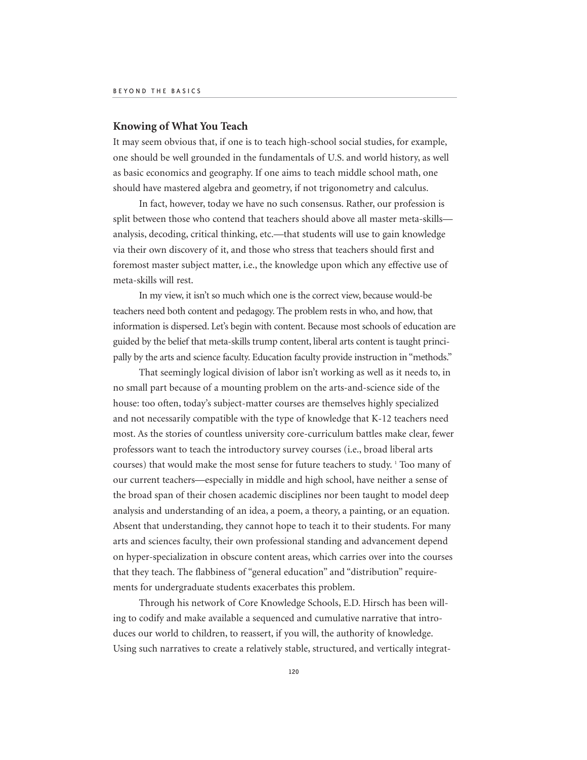## Knowing of What You Teach

It may seem obvious that, if one is to teach high-school social studies, for example, one should be well grounded in the fundamentals of U.S. and world history, as well as basic economics and geography. If one aims to teach middle school math, one should have mastered algebra and geometry, if not trigonometry and calculus.

In fact, however, today we have no such consensus. Rather, our profession is split between those who contend that teachers should above all master meta-skills—analysis, decoding, critical thinking, etc.—that students will use to gain knowledge via their own discovery of it, and those who stress that teachers should first and foremost master subject matter, i.e., the knowledge upon which any effective use of meta-skills will rest.

In my view, it isn't so much which one is the correct view, because would-be teachers need both content and pedagogy. The problem rests in who, and how, that information is dispersed. Let's begin with content. Because most schools of education are guided by the belief that meta-skills trump content, liberal arts content is taught principally by the arts and science faculty. Education faculty provide instruction in "methods."

That seemingly logical division of labor isn't working as well as it needs to, in no small part because of a mounting problem on the arts-and-science side of the house: too often, today's subject-matter courses are themselves highly specialized and not necessarily compatible with the type of knowledge that K-12 teachers need most. As the stories of countless university core-curriculum battles make clear, fewer professors want to teach the introductory survey courses (i.e., broad liberal arts courses) that would make the most sense for future teachers to study. [1] Too many of our current teachers—especially in middle and high school, have neither a sense of the broad span of their chosen academic disciplines nor been taught to model deep analysis and understanding of an idea, a poem, a theory, a painting, or an equation. Absent that understanding, they cannot hope to teach it to their students. For many arts and sciences faculty, their own professional standing and advancement depend on hyper-specialization in obscure content areas, which carries over into the courses that they teach. The flabbiness of "general education" and "distribution" requirements for undergraduate students exacerbates this problem.

Through his network of Core Knowledge Schools, E.D. Hirsch has been willing to codify and make available a sequenced and cumulative narrative that introduces our world to children, to reassert, if you will, the authority of knowledge. Using such narratives to create a relatively stable, structured, and vertically integrat-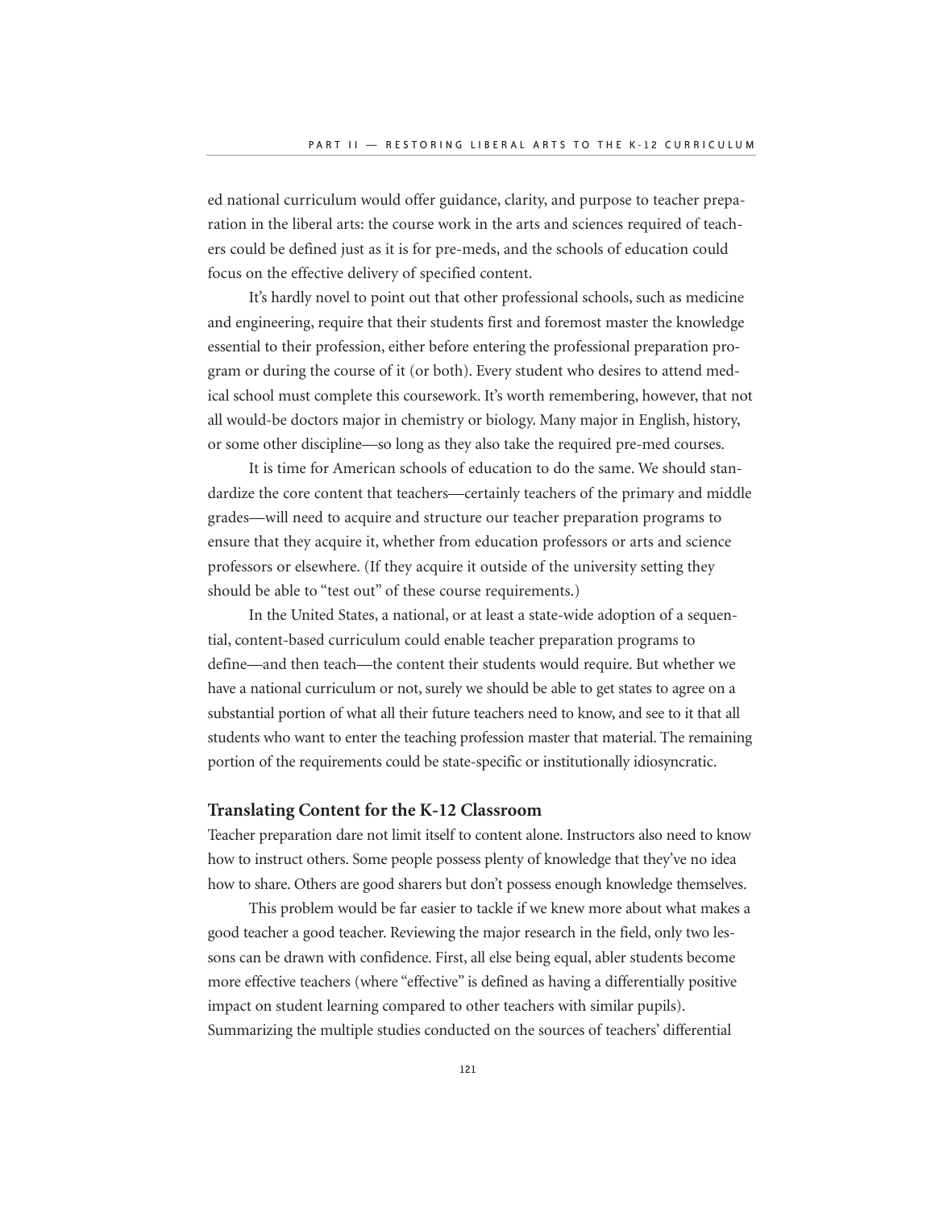ed national curriculum would offer guidance, clarity, and purpose to teacher preparation in the liberal arts: the course work in the arts and sciences required of teachers could be defined just as it is for pre-meds, and the schools of education could focus on the effective delivery of specified content.

It's hardly novel to point out that other professional schools, such as medicine and engineering, require that their students first and foremost master the knowledge essential to their profession, either before entering the professional preparation program or during the course of it (or both). Every student who desires to attend medical school must complete this coursework. It's worth remembering, however, that not all would-be doctors major in chemistry or biology. Many major in English, history, or some other discipline—so long as they also take the required pre-med courses.

It is time for American schools of education to do the same. We should standardize the core content that teachers—certainly teachers of the primary and middle grades—will need to acquire and structure our teacher preparation programs to ensure that they acquire it, whether from education professors or arts and science professors or elsewhere. (If they acquire it outside of the university setting they should be able to "test out" of these course requirements.)

In the United States, a national, or at least a state-wide adoption of a sequential, content-based curriculum could enable teacher preparation programs to define—and then teach—the content their students would require. But whether we have a national curriculum or not, surely we should be able to get states to agree on a substantial portion of what all their future teachers need to know, and see to it that all students who want to enter the teaching profession master that material. The remaining portion of the requirements could be state-specific or institutionally idiosyncratic.

## Translating Content for the K-12 Classroom

Teacher preparation dare not limit itself to content alone. Instructors also need to know how to instruct others. Some people possess plenty of knowledge that they've no idea how to share. Others are good sharers but don't possess enough knowledge themselves.

This problem would be far easier to tackle if we knew more about what makes a good teacher a good teacher. Reviewing the major research in the field, only two lessons can be drawn with confidence. First, all else being equal, abler students become more effective teachers (where "effective" is defined as having a differentially positive impact on student learning compared to other teachers with similar pupils). Summarizing the multiple studies conducted on the sources of teachers' differential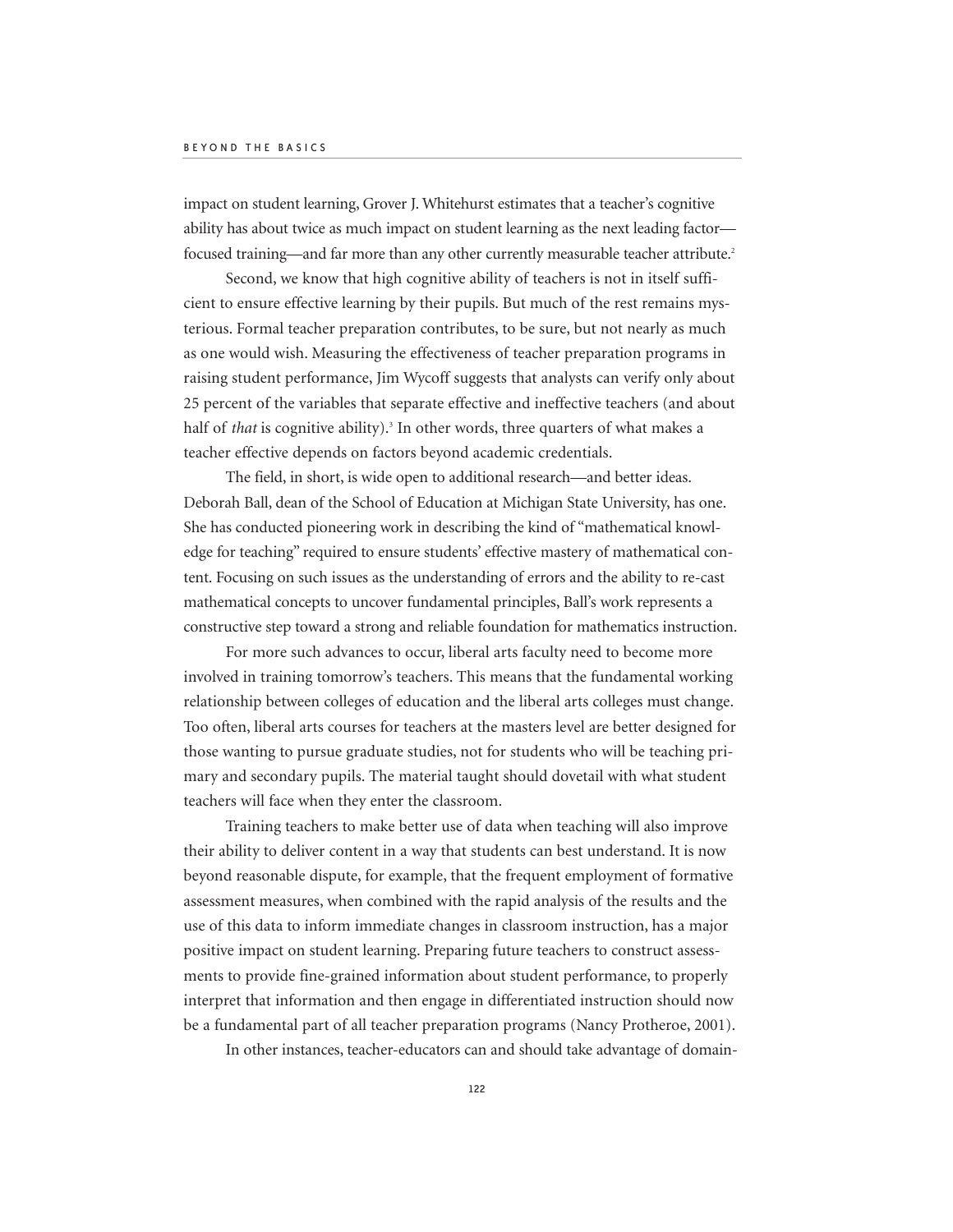impact on student learning, Grover J. Whitehurst estimates that a teacher's cognitive ability has about twice as much impact on student learning as the next leading factor—focused training—and far more than any other currently measurable teacher attribute.[2]

Second, we know that high cognitive ability of teachers is not in itself sufficient to ensure effective learning by their pupils. But much of the rest remains mysterious. Formal teacher preparation contributes, to be sure, but not nearly as much as one would wish. Measuring the effectiveness of teacher preparation programs in raising student performance, Jim Wycoff suggests that analysts can verify only about 25 percent of the variables that separate effective and ineffective teachers (and about half of *that* is cognitive ability).[3] In other words, three quarters of what makes a teacher effective depends on factors beyond academic credentials.

The field, in short, is wide open to additional research—and better ideas. Deborah Ball, dean of the School of Education at Michigan State University, has one. She has conducted pioneering work in describing the kind of "mathematical knowledge for teaching" required to ensure students' effective mastery of mathematical content. Focusing on such issues as the understanding of errors and the ability to re-cast mathematical concepts to uncover fundamental principles, Ball's work represents a constructive step toward a strong and reliable foundation for mathematics instruction.

For more such advances to occur, liberal arts faculty need to become more involved in training tomorrow's teachers. This means that the fundamental working relationship between colleges of education and the liberal arts colleges must change. Too often, liberal arts courses for teachers at the masters level are better designed for those wanting to pursue graduate studies, not for students who will be teaching primary and secondary pupils. The material taught should dovetail with what student teachers will face when they enter the classroom.

Training teachers to make better use of data when teaching will also improve their ability to deliver content in a way that students can best understand. It is now beyond reasonable dispute, for example, that the frequent employment of formative assessment measures, when combined with the rapid analysis of the results and the use of this data to inform immediate changes in classroom instruction, has a major positive impact on student learning. Preparing future teachers to construct assessments to provide fine-grained information about student performance, to properly interpret that information and then engage in differentiated instruction should now be a fundamental part of all teacher preparation programs (Nancy Protheroe, 2001).

In other instances, teacher-educators can and should take advantage of domain-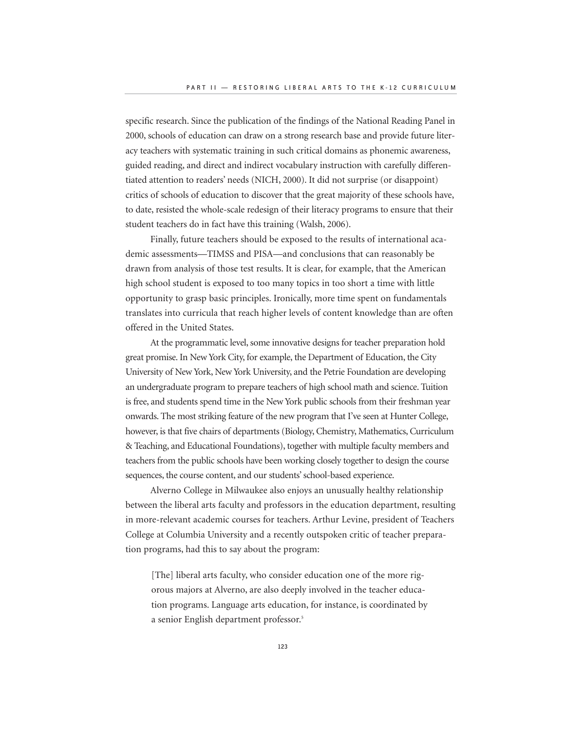specific research. Since the publication of the findings of the National Reading Panel in 2000, schools of education can draw on a strong research base and provide future literacy teachers with systematic training in such critical domains as phonemic awareness, guided reading, and direct and indirect vocabulary instruction with carefully differentiated attention to readers' needs (NICH, 2000). It did not surprise (or disappoint) critics of schools of education to discover that the great majority of these schools have, to date, resisted the whole-scale redesign of their literacy programs to ensure that their student teachers do in fact have this training (Walsh, 2006).

Finally, future teachers should be exposed to the results of international academic assessments—TIMSS and PISA—and conclusions that can reasonably be drawn from analysis of those test results. It is clear, for example, that the American high school student is exposed to too many topics in too short a time with little opportunity to grasp basic principles. Ironically, more time spent on fundamentals translates into curricula that reach higher levels of content knowledge than are often offered in the United States.

At the programmatic level, some innovative designs for teacher preparation hold great promise. In New York City, for example, the Department of Education, the City University of New York, New York University, and the Petrie Foundation are developing an undergraduate program to prepare teachers of high school math and science. Tuition is free, and students spend time in the New York public schools from their freshman year onwards. The most striking feature of the new program that I've seen at Hunter College, however, is that five chairs of departments (Biology, Chemistry, Mathematics, Curriculum & Teaching, and Educational Foundations), together with multiple faculty members and teachers from the public schools have been working closely together to design the course sequences, the course content, and our students' school-based experience.

Alverno College in Milwaukee also enjoys an unusually healthy relationship between the liberal arts faculty and professors in the education department, resulting in more-relevant academic courses for teachers. Arthur Levine, president of Teachers College at Columbia University and a recently outspoken critic of teacher preparation programs, had this to say about the program:

> [The] liberal arts faculty, who consider education one of the more rigorous majors at Alverno, are also deeply involved in the teacher education programs. Language arts education, for instance, is coordinated by a senior English department professor.[5]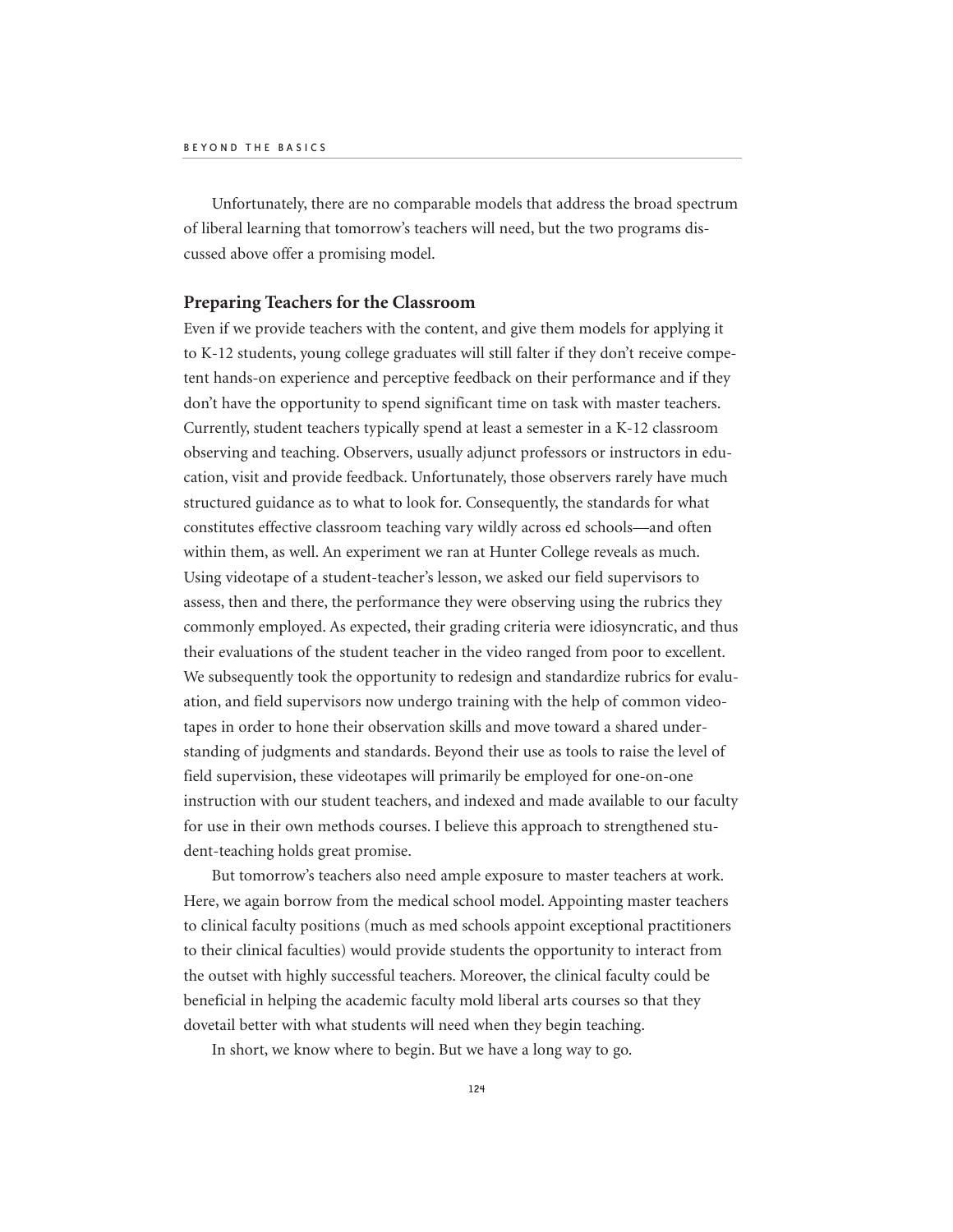Unfortunately, there are no comparable models that address the broad spectrum of liberal learning that tomorrow's teachers will need, but the two programs discussed above offer a promising model.

## Preparing Teachers for the Classroom

Even if we provide teachers with the content, and give them models for applying it to K-12 students, young college graduates will still falter if they don't receive competent hands-on experience and perceptive feedback on their performance and if they don't have the opportunity to spend significant time on task with master teachers. Currently, student teachers typically spend at least a semester in a K-12 classroom observing and teaching. Observers, usually adjunct professors or instructors in education, visit and provide feedback. Unfortunately, those observers rarely have much structured guidance as to what to look for. Consequently, the standards for what constitutes effective classroom teaching vary wildly across ed schools—and often within them, as well. An experiment we ran at Hunter College reveals as much. Using videotape of a student-teacher's lesson, we asked our field supervisors to assess, then and there, the performance they were observing using the rubrics they commonly employed. As expected, their grading criteria were idiosyncratic, and thus their evaluations of the student teacher in the video ranged from poor to excellent. We subsequently took the opportunity to redesign and standardize rubrics for evaluation, and field supervisors now undergo training with the help of common videotapes in order to hone their observation skills and move toward a shared understanding of judgments and standards. Beyond their use as tools to raise the level of field supervision, these videotapes will primarily be employed for one-on-one instruction with our student teachers, and indexed and made available to our faculty for use in their own methods courses. I believe this approach to strengthened student-teaching holds great promise.

But tomorrow's teachers also need ample exposure to master teachers at work. Here, we again borrow from the medical school model. Appointing master teachers to clinical faculty positions (much as med schools appoint exceptional practitioners to their clinical faculties) would provide students the opportunity to interact from the outset with highly successful teachers. Moreover, the clinical faculty could be beneficial in helping the academic faculty mold liberal arts courses so that they dovetail better with what students will need when they begin teaching.

In short, we know where to begin. But we have a long way to go.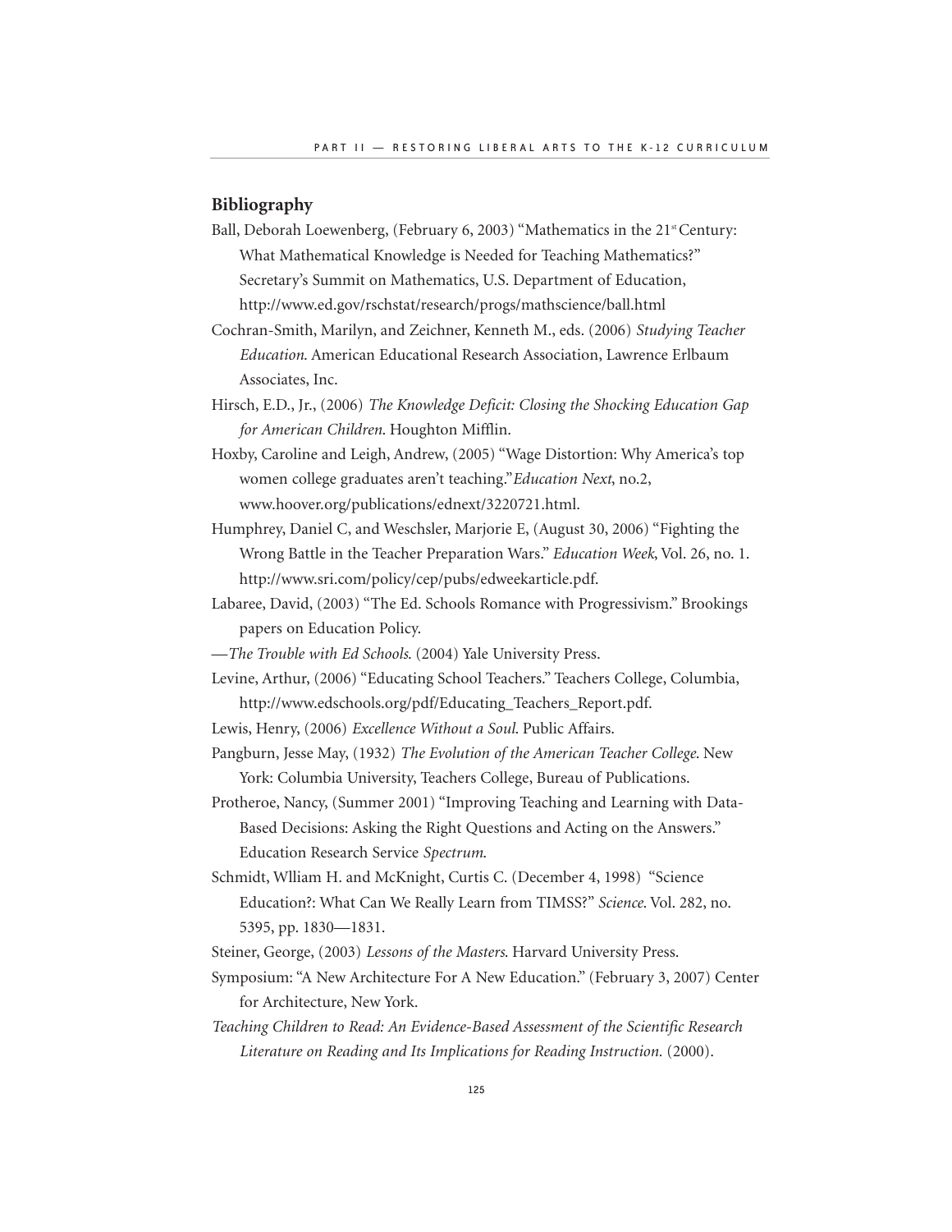## Bibliography

Ball, Deborah Loewenberg, (February 6, 2003) "Mathematics in the 21st Century: What Mathematical Knowledge is Needed for Teaching Mathematics?" Secretary's Summit on Mathematics, U.S. Department of Education, http://www.ed.gov/rschstat/research/progs/mathscience/ball.html

Cochran-Smith, Marilyn, and Zeichner, Kenneth M., eds. (2006) *Studying Teacher Education*. American Educational Research Association, Lawrence Erlbaum Associates, Inc.

Hirsch, E.D., Jr., (2006) *The Knowledge Deficit: Closing the Shocking Education Gap for American Children*. Houghton Mifflin.

Hoxby, Caroline and Leigh, Andrew, (2005) "Wage Distortion: Why America's top women college graduates aren't teaching." *Education Next*, no.2, www.hoover.org/publications/ednext/3220721.html.

Humphrey, Daniel C, and Weschsler, Marjorie E, (August 30, 2006) "Fighting the Wrong Battle in the Teacher Preparation Wars." *Education Week*, Vol. 26, no. 1. http://www.sri.com/policy/cep/pubs/edweekarticle.pdf.

Labaree, David, (2003) "The Ed. Schools Romance with Progressivism." Brookings papers on Education Policy.

—*The Trouble with Ed Schools*. (2004) Yale University Press.

Levine, Arthur, (2006) "Educating School Teachers." Teachers College, Columbia, http://www.edschools.org/pdf/Educating_Teachers_Report.pdf.

Lewis, Henry, (2006) *Excellence Without a Soul*. Public Affairs.

Pangburn, Jesse May, (1932) *The Evolution of the American Teacher College*. New York: Columbia University, Teachers College, Bureau of Publications.

Protheroe, Nancy, (Summer 2001) "Improving Teaching and Learning with Data-Based Decisions: Asking the Right Questions and Acting on the Answers." Education Research Service *Spectrum*.

Schmidt, Wlliam H. and McKnight, Curtis C. (December 4, 1998) "Science Education?: What Can We Really Learn from TIMSS?" *Science*. Vol. 282, no. 5395, pp. 1830—1831.

Steiner, George, (2003) *Lessons of the Masters*. Harvard University Press.

Symposium: "A New Architecture For A New Education." (February 3, 2007) Center for Architecture, New York.

*Teaching Children to Read: An Evidence-Based Assessment of the Scientific Research Literature on Reading and Its Implications for Reading Instruction.* (2000).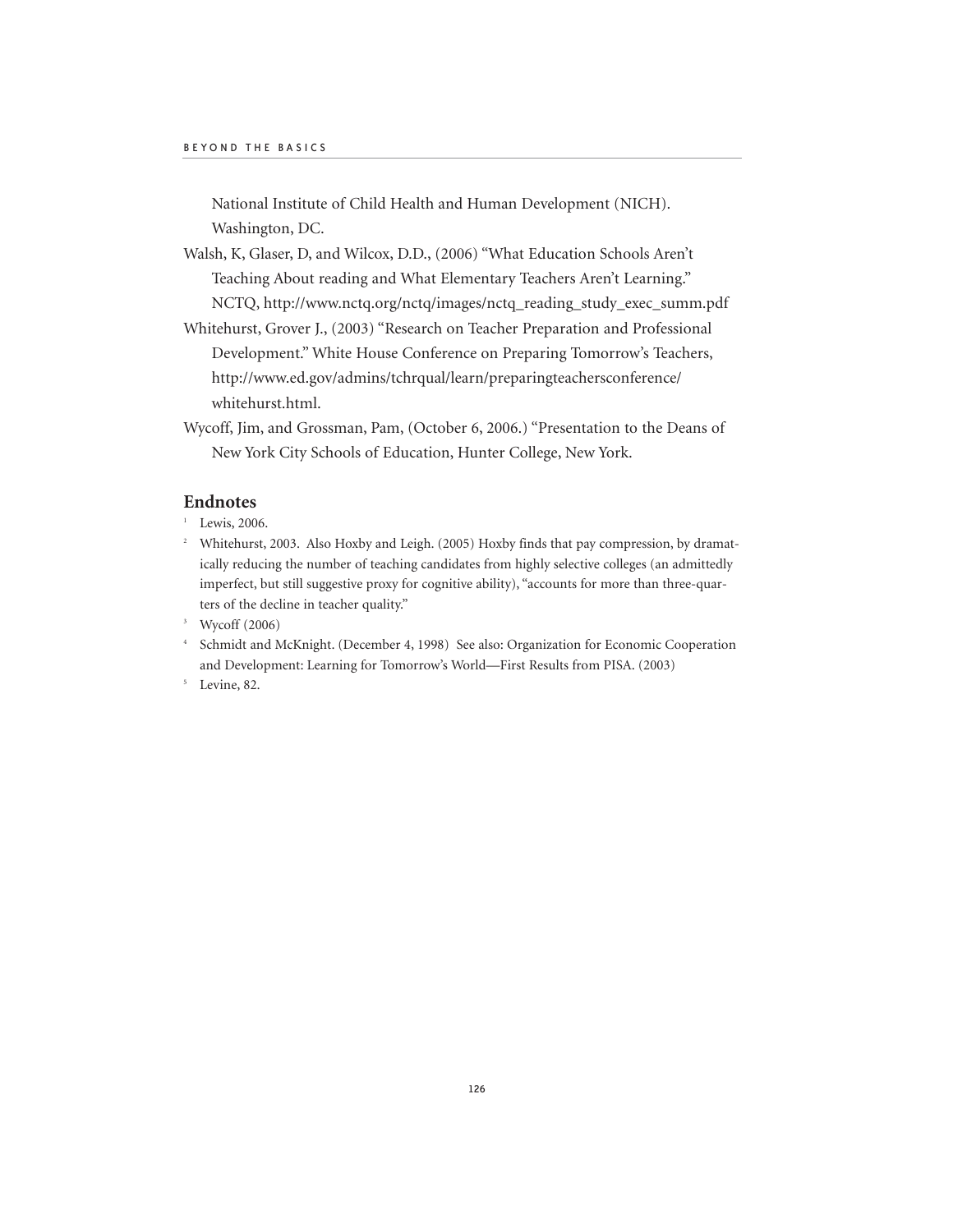National Institute of Child Health and Human Development (NICH). Washington, DC.

Walsh, K, Glaser, D, and Wilcox, D.D., (2006) "What Education Schools Aren't Teaching About reading and What Elementary Teachers Aren't Learning." NCTQ, http://www.nctq.org/nctq/images/nctq_reading_study_exec_summ.pdf

Whitehurst, Grover J., (2003) "Research on Teacher Preparation and Professional Development." White House Conference on Preparing Tomorrow's Teachers, http://www.ed.gov/admins/tchrqual/learn/preparingteachersconference/whitehurst.html.

Wycoff, Jim, and Grossman, Pam, (October 6, 2006.) "Presentation to the Deans of New York City Schools of Education, Hunter College, New York.

## Endnotes

[1] Lewis, 2006.

[2] Whitehurst, 2003. Also Hoxby and Leigh. (2005) Hoxby finds that pay compression, by dramatically reducing the number of teaching candidates from highly selective colleges (an admittedly imperfect, but still suggestive proxy for cognitive ability), "accounts for more than three-quarters of the decline in teacher quality."

[3] Wycoff (2006)

[4] Schmidt and McKnight. (December 4, 1998) See also: Organization for Economic Cooperation and Development: Learning for Tomorrow's World—First Results from PISA. (2003)

[5] Levine, 82.